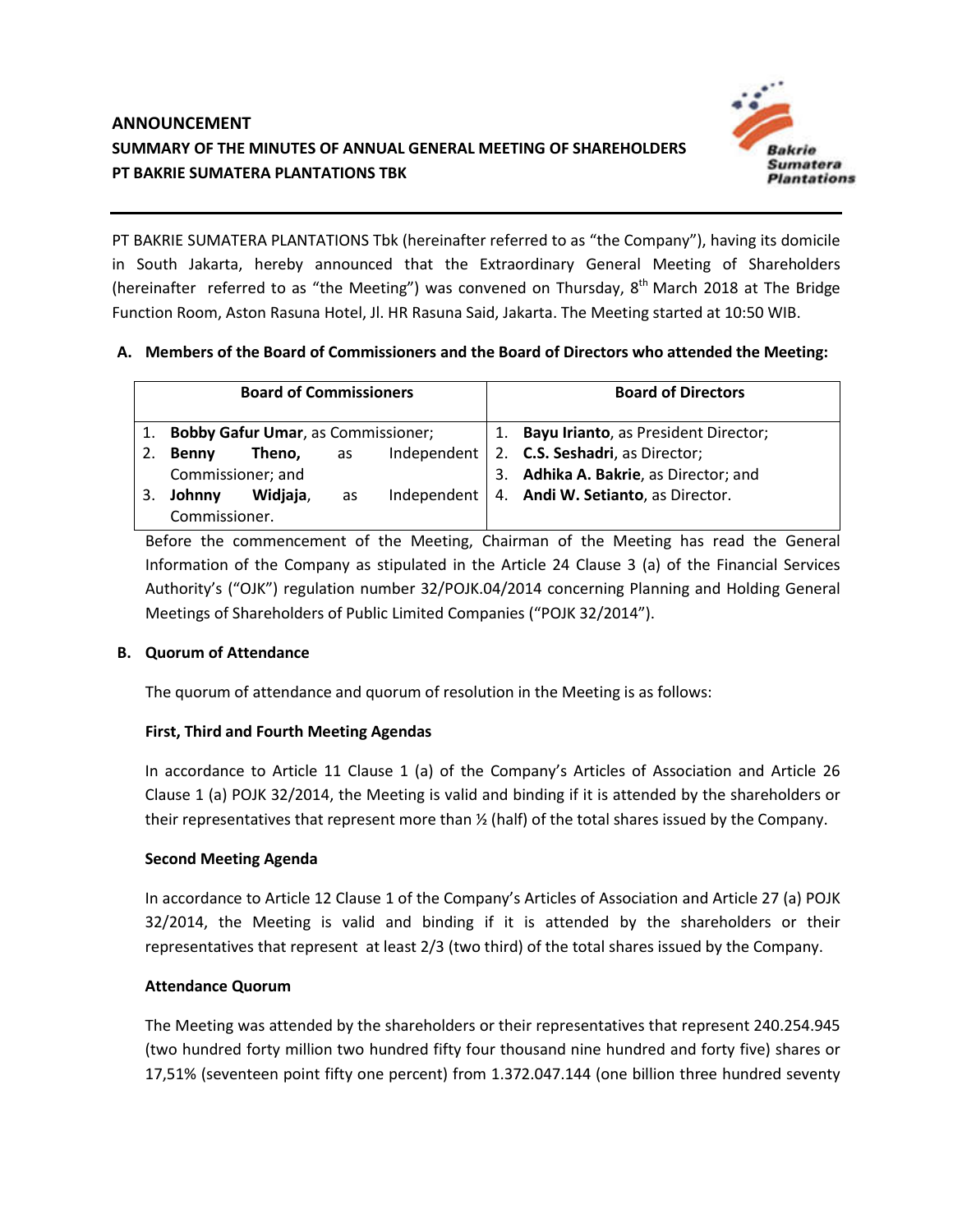# ANNOUNCEMENT

## SUMMARY OF THE MINUTES OF ANNUAL GENERAL MEETING OF SHAREHOLDERS PT BAKRIE SUMATERA PLANTATIONS TBK

PT BAKRIE SUMATERA PLANTATIONS Tbk (hereinafter referred to as "the Company"), having its domicile in South Jakarta, hereby announced that the Extraordinary General Meeting of Shareholders (hereinafter referred to as "the Meeting") was convened on Thursday, 8th March 2018 at The Bridge Function Room, Aston Rasuna Hotel, Jl. HR Rasuna Said, Jakarta. The Meeting started at 10:50 WIB.

**A. Members of the Board of Commissioners and the Board of Directors who attended the Meeting:**

| Board of Commissioners | Board of Directors |
|---|---|
| 1. **Bobby Gafur Umar**, as Commissioner;<br>2. **Benny Theno,** as Independent Commissioner; and<br>3. **Johnny Widjaja**, as Independent Commissioner. | 1. **Bayu Irianto**, as President Director;<br>2. **C.S. Seshadri**, as Director;<br>3. **Adhika A. Bakrie**, as Director; and<br>4. **Andi W. Setianto**, as Director. |

Before the commencement of the Meeting, Chairman of the Meeting has read the General Information of the Company as stipulated in the Article 24 Clause 3 (a) of the Financial Services Authority's ("OJK") regulation number 32/POJK.04/2014 concerning Planning and Holding General Meetings of Shareholders of Public Limited Companies ("POJK 32/2014").

**B. Quorum of Attendance**

The quorum of attendance and quorum of resolution in the Meeting is as follows:

**First, Third and Fourth Meeting Agendas**

In accordance to Article 11 Clause 1 (a) of the Company's Articles of Association and Article 26 Clause 1 (a) POJK 32/2014, the Meeting is valid and binding if it is attended by the shareholders or their representatives that represent more than ½ (half) of the total shares issued by the Company.

**Second Meeting Agenda**

In accordance to Article 12 Clause 1 of the Company's Articles of Association and Article 27 (a) POJK 32/2014, the Meeting is valid and binding if it is attended by the shareholders or their representatives that represent at least 2/3 (two third) of the total shares issued by the Company.

**Attendance Quorum**

The Meeting was attended by the shareholders or their representatives that represent 240.254.945 (two hundred forty million two hundred fifty four thousand nine hundred and forty five) shares or 17,51% (seventeen point fifty one percent) from 1.372.047.144 (one billion three hundred seventy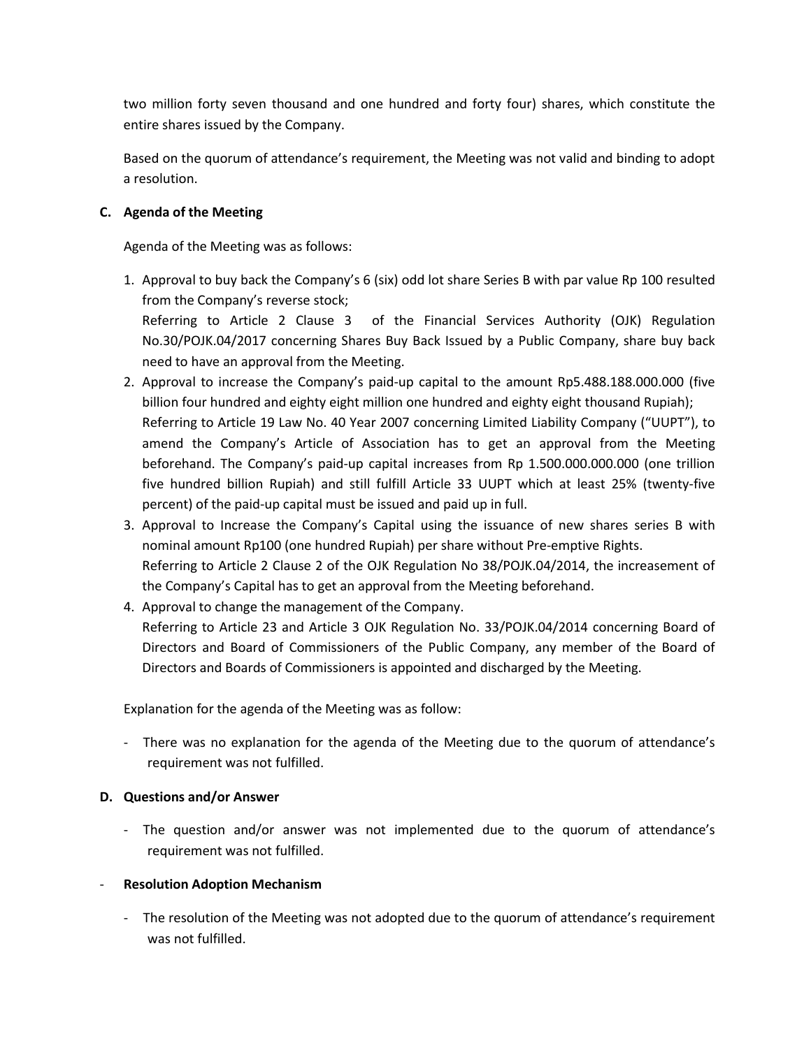two million forty seven thousand and one hundred and forty four) shares, which constitute the entire shares issued by the Company.

Based on the quorum of attendance's requirement, the Meeting was not valid and binding to adopt a resolution.

**C. Agenda of the Meeting**

Agenda of the Meeting was as follows:

1. Approval to buy back the Company's 6 (six) odd lot share Series B with par value Rp 100 resulted from the Company's reverse stock;
   Referring to Article 2 Clause 3 of the Financial Services Authority (OJK) Regulation No.30/POJK.04/2017 concerning Shares Buy Back Issued by a Public Company, share buy back need to have an approval from the Meeting.
2. Approval to increase the Company's paid-up capital to the amount Rp5.488.188.000.000 (five billion four hundred and eighty eight million one hundred and eighty eight thousand Rupiah);
   Referring to Article 19 Law No. 40 Year 2007 concerning Limited Liability Company ("UUPT"), to amend the Company's Article of Association has to get an approval from the Meeting beforehand. The Company's paid-up capital increases from Rp 1.500.000.000.000 (one trillion five hundred billion Rupiah) and still fulfill Article 33 UUPT which at least 25% (twenty-five percent) of the paid-up capital must be issued and paid up in full.
3. Approval to Increase the Company's Capital using the issuance of new shares series B with nominal amount Rp100 (one hundred Rupiah) per share without Pre-emptive Rights.
   Referring to Article 2 Clause 2 of the OJK Regulation No 38/POJK.04/2014, the increasement of the Company's Capital has to get an approval from the Meeting beforehand.
4. Approval to change the management of the Company.
   Referring to Article 23 and Article 3 OJK Regulation No. 33/POJK.04/2014 concerning Board of Directors and Board of Commissioners of the Public Company, any member of the Board of Directors and Boards of Commissioners is appointed and discharged by the Meeting.

Explanation for the agenda of the Meeting was as follow:

- There was no explanation for the agenda of the Meeting due to the quorum of attendance's requirement was not fulfilled.

**D. Questions and/or Answer**

- The question and/or answer was not implemented due to the quorum of attendance's requirement was not fulfilled.

- **Resolution Adoption Mechanism**

  - The resolution of the Meeting was not adopted due to the quorum of attendance's requirement was not fulfilled.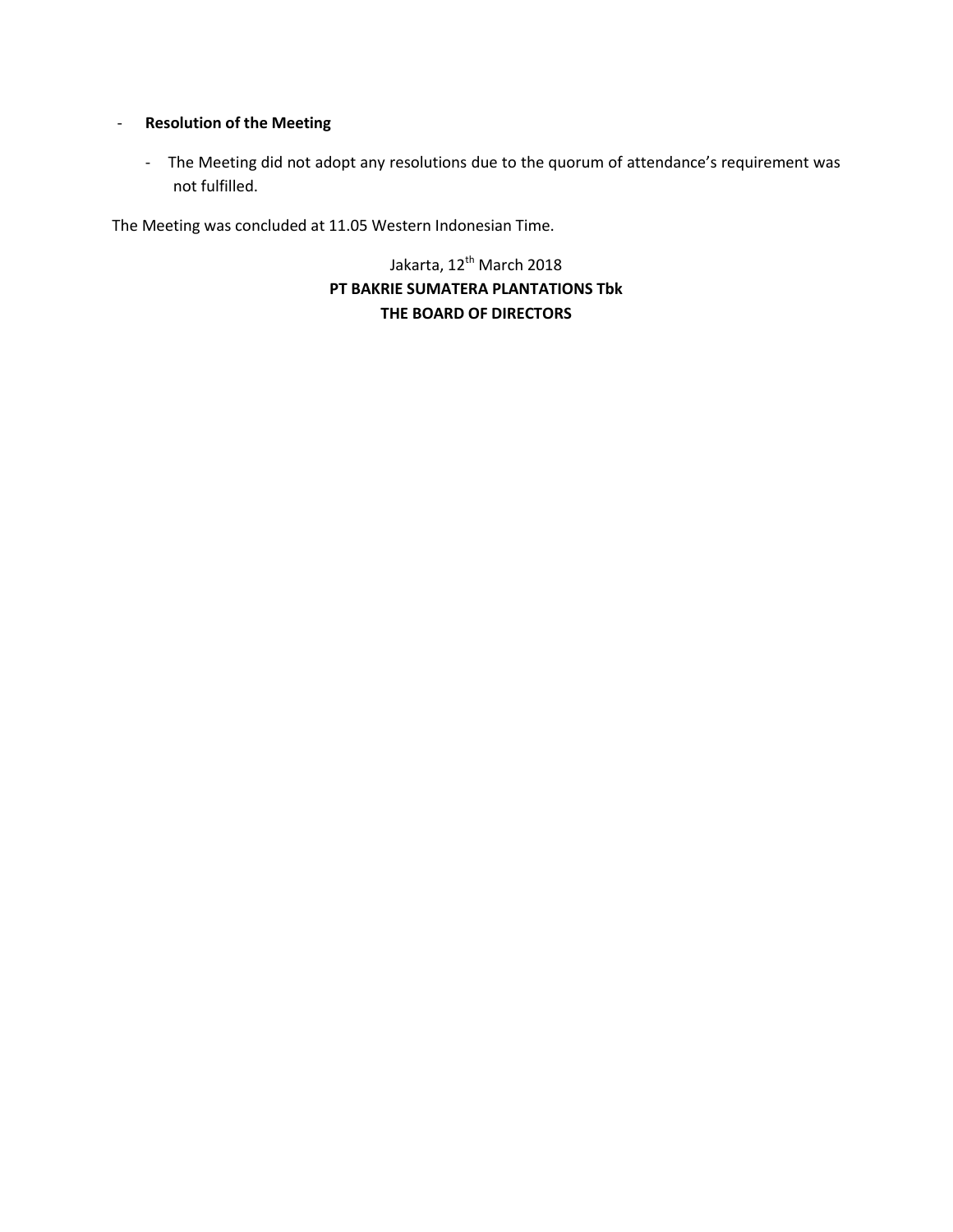- **Resolution of the Meeting**
  - The Meeting did not adopt any resolutions due to the quorum of attendance's requirement was not fulfilled.

The Meeting was concluded at 11.05 Western Indonesian Time.

Jakarta, 12th March 2018

**PT BAKRIE SUMATERA PLANTATIONS Tbk**

**THE BOARD OF DIRECTORS**